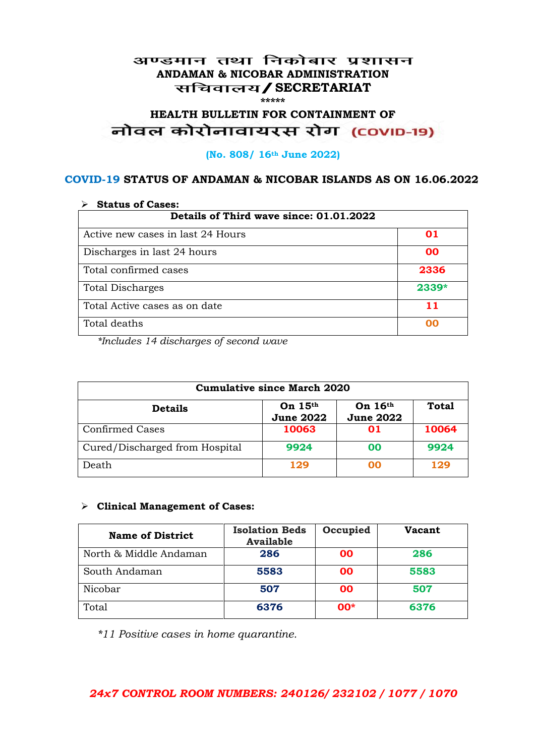# अण्डमान तथा निकोबार प्रशासन
## ANDAMAN & NICOBAR ADMINISTRATION
## सचिवालय / SECRETARIAT

\*\*\*\*\*

### HEALTH BULLETIN FOR CONTAINMENT OF
### नोवल कोरोनावायरस रोग (COVID-19)

**(No. 808/ 16th June 2022)**

### COVID-19 STATUS OF ANDAMAN & NICOBAR ISLANDS AS ON 16.06.2022

- **Status of Cases:**

| Details of Third wave since: 01.01.2022 | |
|---|---|
| Active new cases in last 24 Hours | **01** |
| Discharges in last 24 hours | **00** |
| Total confirmed cases | **2336** |
| Total Discharges | **2339*** |
| Total Active cases as on date | **11** |
| Total deaths | **00** |

*\*Includes 14 discharges of second wave*

| Cumulative since March 2020 | | | |
|---|---|---|---|
| **Details** | **On 15th June 2022** | **On 16th June 2022** | **Total** |
| Confirmed Cases | **10063** | **01** | **10064** |
| Cured/Discharged from Hospital | **9924** | **00** | **9924** |
| Death | **129** | **00** | **129** |

- **Clinical Management of Cases:**

| Name of District | Isolation Beds Available | Occupied | Vacant |
|---|---|---|---|
| North & Middle Andaman | **286** | **00** | **286** |
| South Andaman | **5583** | **00** | **5583** |
| Nicobar | **507** | **00** | **507** |
| Total | **6376** | **00*** | **6376** |

*\*11 Positive cases in home quarantine.*

***24x7 CONTROL ROOM NUMBERS: 240126/ 232102 / 1077 / 1070***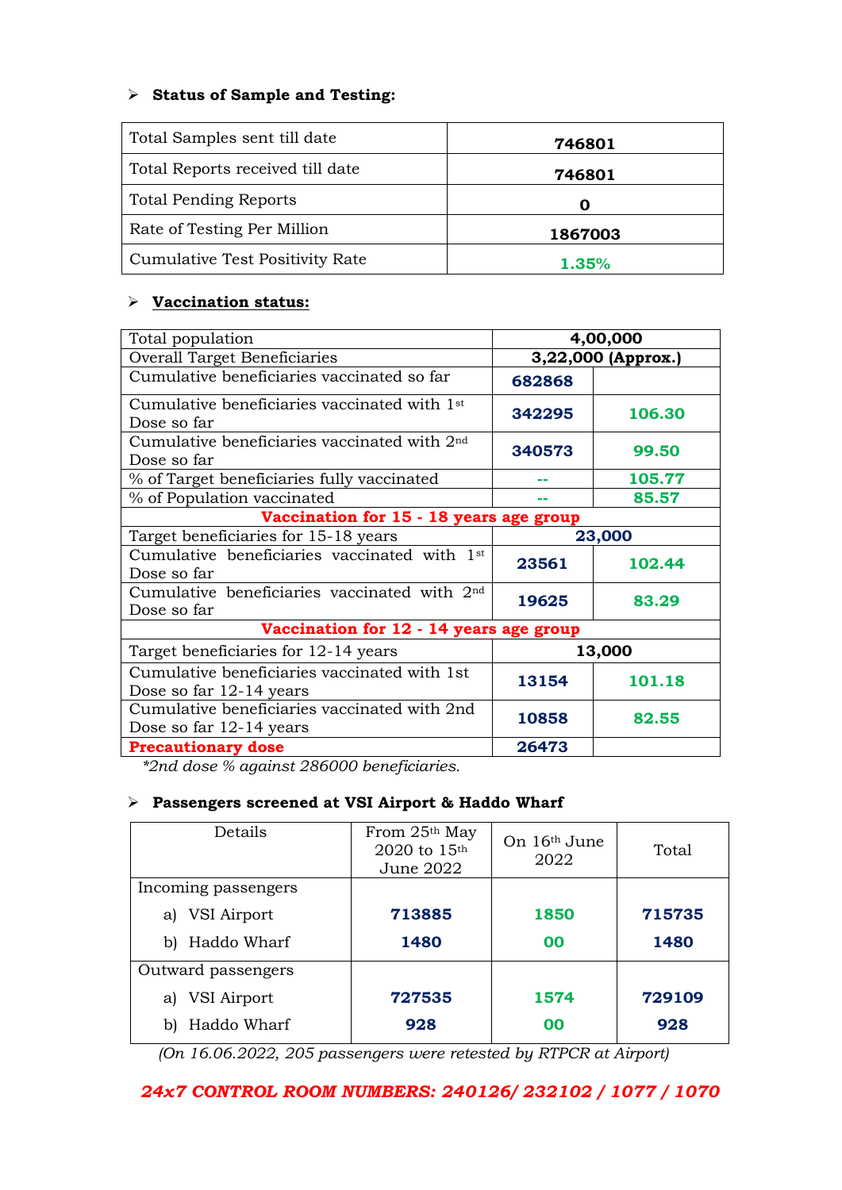- **Status of Sample and Testing:**

| | |
|---|---|
| Total Samples sent till date | 746801 |
| Total Reports received till date | 746801 |
| Total Pending Reports | 0 |
| Rate of Testing Per Million | 1867003 |
| Cumulative Test Positivity Rate | 1.35% |

- **Vaccination status:**

| | | |
|---|---|---|
| Total population | 4,00,000 | |
| Overall Target Beneficiaries | 3,22,000 (Approx.) | |
| Cumulative beneficiaries vaccinated so far | 682868 | |
| Cumulative beneficiaries vaccinated with 1st Dose so far | 342295 | 106.30 |
| Cumulative beneficiaries vaccinated with 2nd Dose so far | 340573 | 99.50 |
| % of Target beneficiaries fully vaccinated | -- | 105.77 |
| % of Population vaccinated | -- | 85.57 |
| **Vaccination for 15 - 18 years age group** | | |
| Target beneficiaries for 15-18 years | 23,000 | |
| Cumulative beneficiaries vaccinated with 1st Dose so far | 23561 | 102.44 |
| Cumulative beneficiaries vaccinated with 2nd Dose so far | 19625 | 83.29 |
| **Vaccination for 12 - 14 years age group** | | |
| Target beneficiaries for 12-14 years | 13,000 | |
| Cumulative beneficiaries vaccinated with 1st Dose so far 12-14 years | 13154 | 101.18 |
| Cumulative beneficiaries vaccinated with 2nd Dose so far 12-14 years | 10858 | 82.55 |
| **Precautionary dose** | 26473 | |

*\*2nd dose % against 286000 beneficiaries.*

- **Passengers screened at VSI Airport & Haddo Wharf**

| Details | From 25th May 2020 to 15th June 2022 | On 16th June 2022 | Total |
|---|---|---|---|
| Incoming passengers | | | |
| a) VSI Airport | 713885 | 1850 | 715735 |
| b) Haddo Wharf | 1480 | 00 | 1480 |
| Outward passengers | | | |
| a) VSI Airport | 727535 | 1574 | 729109 |
| b) Haddo Wharf | 928 | 00 | 928 |

*(On 16.06.2022, 205 passengers were retested by RTPCR at Airport)*

***24x7 CONTROL ROOM NUMBERS: 240126/ 232102 / 1077 / 1070***